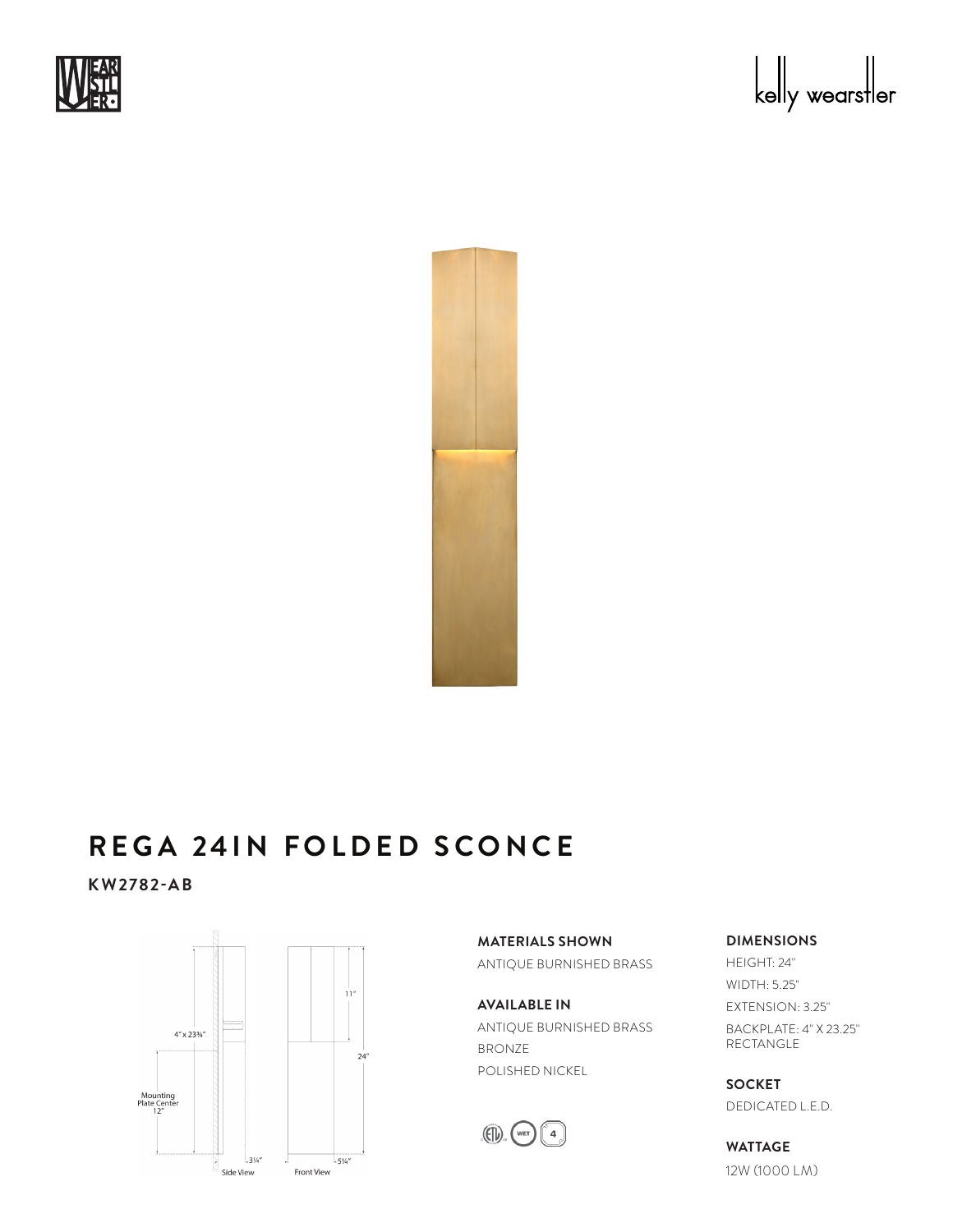# REGA 24IN FOLDED SCONCE

**KW2782-AB**

**MATERIALS SHOWN**

ANTIQUE BURNISHED BRASS

**AVAILABLE IN**

ANTIQUE BURNISHED BRASS

BRONZE

POLISHED NICKEL

**DIMENSIONS**

HEIGHT: 24"

WIDTH: 5.25"

EXTENSION: 3.25"

BACKPLATE: 4" X 23.25" RECTANGLE

**SOCKET**

DEDICATED L.E.D.

**WATTAGE**

12W (1000 LM)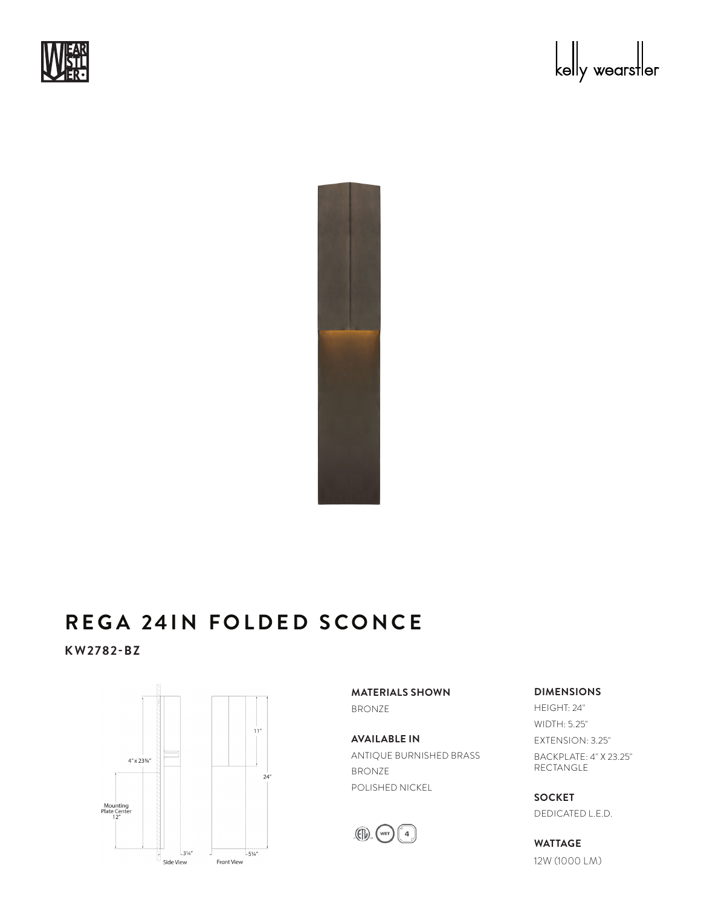# REGA 24IN FOLDED SCONCE

**KW2782-BZ**

**MATERIALS SHOWN**

BRONZE

**AVAILABLE IN**

ANTIQUE BURNISHED BRASS

BRONZE

POLISHED NICKEL

**DIMENSIONS**

HEIGHT: 24"

WIDTH: 5.25"

EXTENSION: 3.25"

BACKPLATE: 4" X 23.25" RECTANGLE

**SOCKET**

DEDICATED L.E.D.

**WATTAGE**

12W (1000 LM)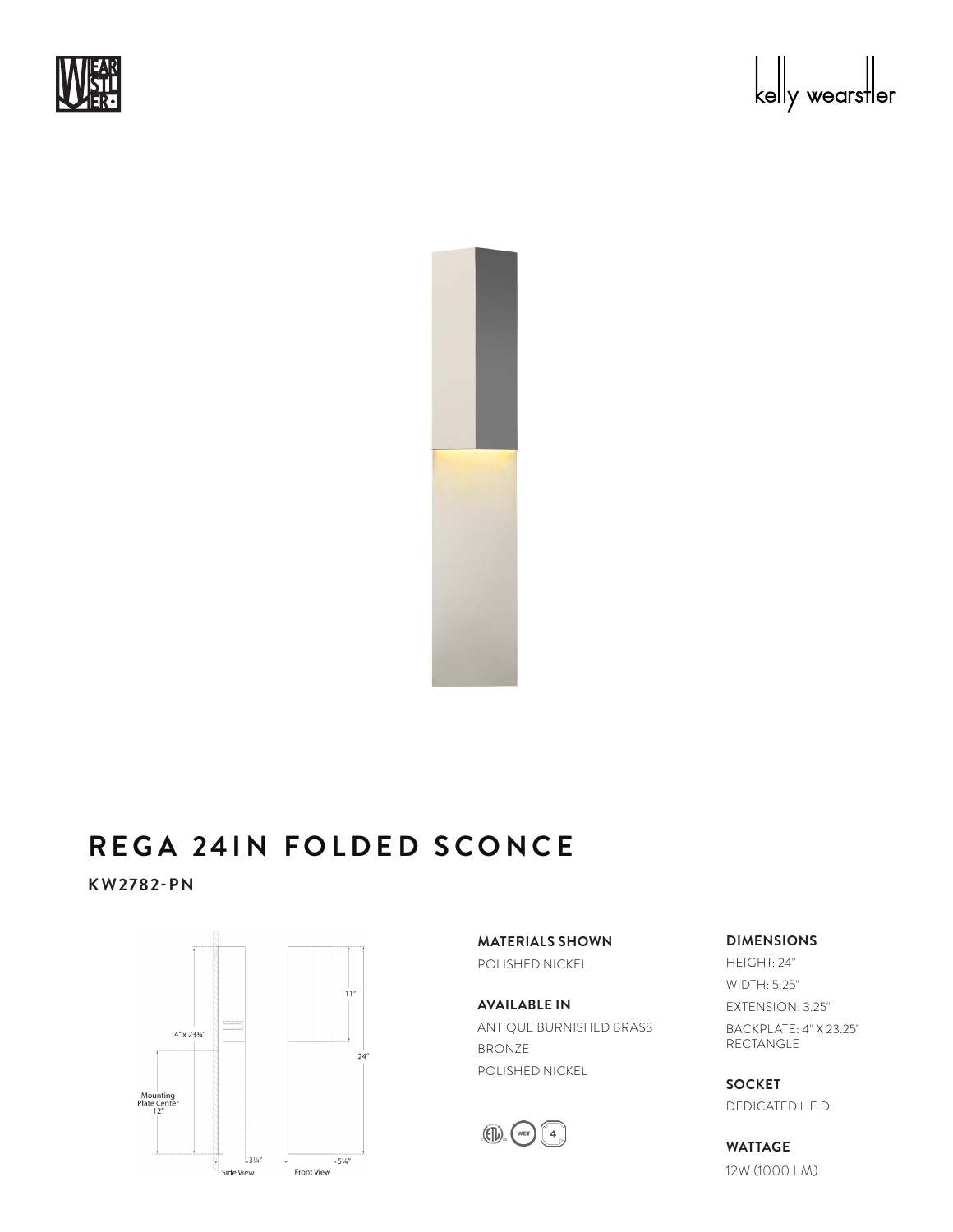# REGA 24IN FOLDED SCONCE

**KW2782-PN**

4" x 23¾"

Mounting Plate Center 12"

3¼"

Side View

11"

24"

5¼"

Front View

**MATERIALS SHOWN**

POLISHED NICKEL

**AVAILABLE IN**

ANTIQUE BURNISHED BRASS

BRONZE

POLISHED NICKEL

**DIMENSIONS**

HEIGHT: 24"

WIDTH: 5.25"

EXTENSION: 3.25"

BACKPLATE: 4" X 23.25" RECTANGLE

**SOCKET**

DEDICATED L.E.D.

**WATTAGE**

12W (1000 LM)